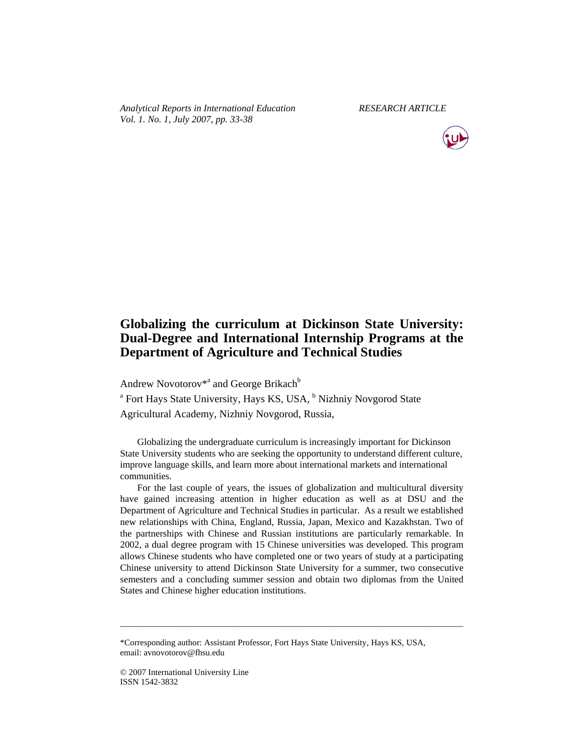*Analytical Reports in International Education* *RESEARCH ARTICLE*
*Vol. 1. No. 1, July 2007, pp. 33-38*

# Globalizing the curriculum at Dickinson State University: Dual-Degree and International Internship Programs at the Department of Agriculture and Technical Studies

Andrew Novotorov*[a] and George Brikach[b]

[a] Fort Hays State University, Hays KS, USA, [b] Nizhniy Novgorod State Agricultural Academy, Nizhniy Novgorod, Russia,

Globalizing the undergraduate curriculum is increasingly important for Dickinson State University students who are seeking the opportunity to understand different culture, improve language skills, and learn more about international markets and international communities.

For the last couple of years, the issues of globalization and multicultural diversity have gained increasing attention in higher education as well as at DSU and the Department of Agriculture and Technical Studies in particular. As a result we established new relationships with China, England, Russia, Japan, Mexico and Kazakhstan. Two of the partnerships with Chinese and Russian institutions are particularly remarkable. In 2002, a dual degree program with 15 Chinese universities was developed. This program allows Chinese students who have completed one or two years of study at a participating Chinese university to attend Dickinson State University for a summer, two consecutive semesters and a concluding summer session and obtain two diplomas from the United States and Chinese higher education institutions.

---

*Corresponding author: Assistant Professor, Fort Hays State University, Hays KS, USA, email: avnovotorov@fhsu.edu

© 2007 International University Line
ISSN 1542-3832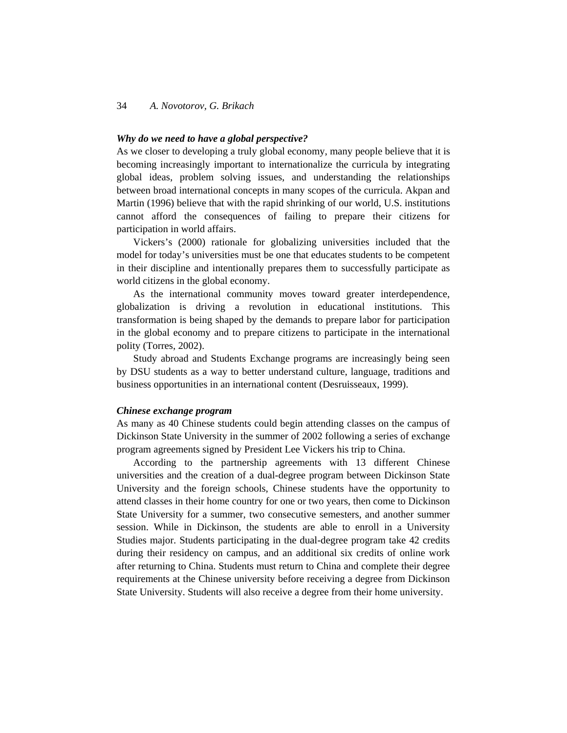### *Why do we need to have a global perspective?*

As we closer to developing a truly global economy, many people believe that it is becoming increasingly important to internationalize the curricula by integrating global ideas, problem solving issues, and understanding the relationships between broad international concepts in many scopes of the curricula. Akpan and Martin (1996) believe that with the rapid shrinking of our world, U.S. institutions cannot afford the consequences of failing to prepare their citizens for participation in world affairs.

Vickers's (2000) rationale for globalizing universities included that the model for today's universities must be one that educates students to be competent in their discipline and intentionally prepares them to successfully participate as world citizens in the global economy.

As the international community moves toward greater interdependence, globalization is driving a revolution in educational institutions. This transformation is being shaped by the demands to prepare labor for participation in the global economy and to prepare citizens to participate in the international polity (Torres, 2002).

Study abroad and Students Exchange programs are increasingly being seen by DSU students as a way to better understand culture, language, traditions and business opportunities in an international content (Desruisseaux, 1999).

### *Chinese exchange program*

As many as 40 Chinese students could begin attending classes on the campus of Dickinson State University in the summer of 2002 following a series of exchange program agreements signed by President Lee Vickers his trip to China.

According to the partnership agreements with 13 different Chinese universities and the creation of a dual-degree program between Dickinson State University and the foreign schools, Chinese students have the opportunity to attend classes in their home country for one or two years, then come to Dickinson State University for a summer, two consecutive semesters, and another summer session. While in Dickinson, the students are able to enroll in a University Studies major. Students participating in the dual-degree program take 42 credits during their residency on campus, and an additional six credits of online work after returning to China. Students must return to China and complete their degree requirements at the Chinese university before receiving a degree from Dickinson State University. Students will also receive a degree from their home university.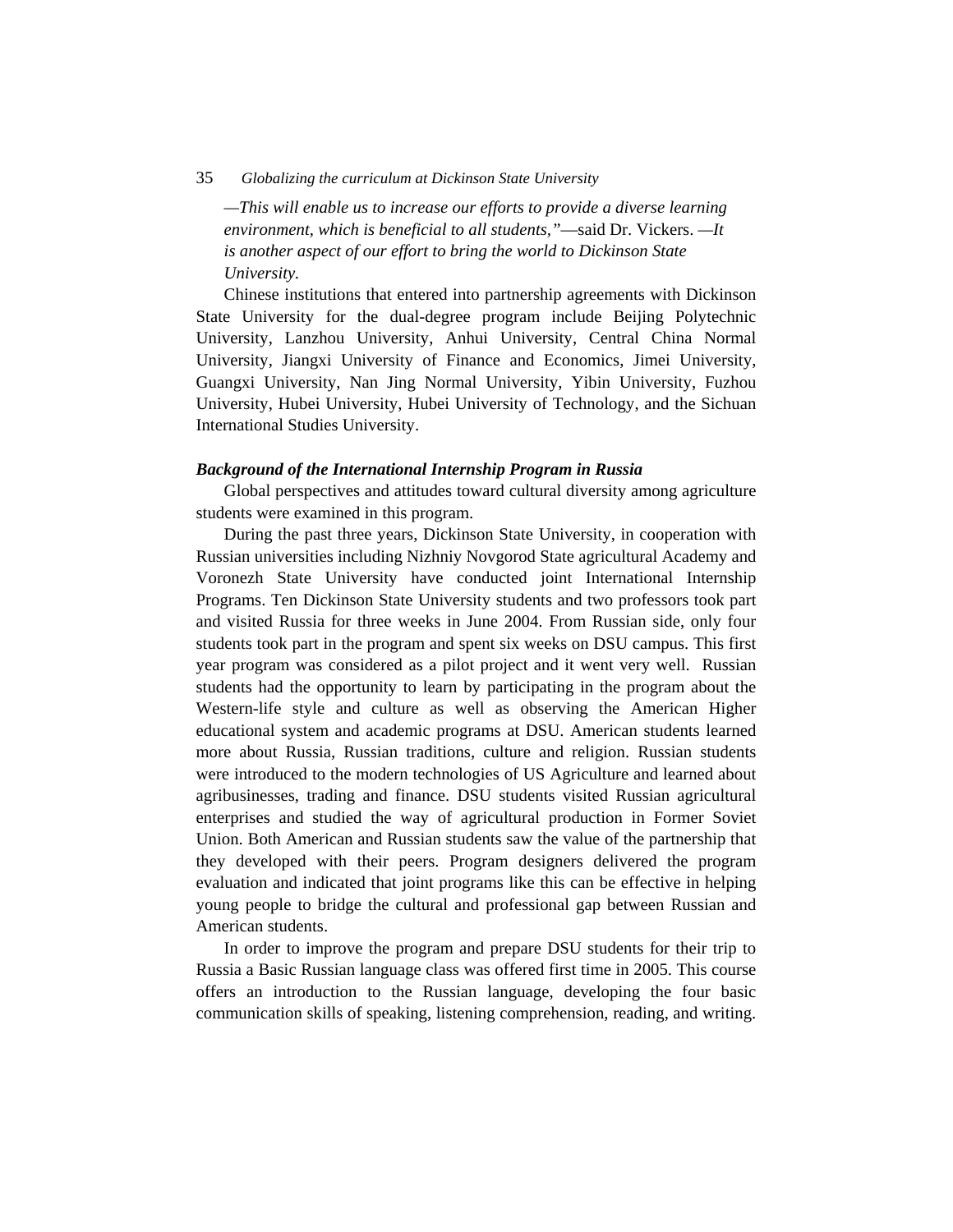*—This will enable us to increase our efforts to provide a diverse learning environment, which is beneficial to all students,"*—said Dr. Vickers. *—It is another aspect of our effort to bring the world to Dickinson State University.*

Chinese institutions that entered into partnership agreements with Dickinson State University for the dual-degree program include Beijing Polytechnic University, Lanzhou University, Anhui University, Central China Normal University, Jiangxi University of Finance and Economics, Jimei University, Guangxi University, Nan Jing Normal University, Yibin University, Fuzhou University, Hubei University, Hubei University of Technology, and the Sichuan International Studies University.

***Background of the International Internship Program in Russia***

Global perspectives and attitudes toward cultural diversity among agriculture students were examined in this program.

During the past three years, Dickinson State University, in cooperation with Russian universities including Nizhniy Novgorod State agricultural Academy and Voronezh State University have conducted joint International Internship Programs. Ten Dickinson State University students and two professors took part and visited Russia for three weeks in June 2004. From Russian side, only four students took part in the program and spent six weeks on DSU campus. This first year program was considered as a pilot project and it went very well. Russian students had the opportunity to learn by participating in the program about the Western-life style and culture as well as observing the American Higher educational system and academic programs at DSU. American students learned more about Russia, Russian traditions, culture and religion. Russian students were introduced to the modern technologies of US Agriculture and learned about agribusinesses, trading and finance. DSU students visited Russian agricultural enterprises and studied the way of agricultural production in Former Soviet Union. Both American and Russian students saw the value of the partnership that they developed with their peers. Program designers delivered the program evaluation and indicated that joint programs like this can be effective in helping young people to bridge the cultural and professional gap between Russian and American students.

In order to improve the program and prepare DSU students for their trip to Russia a Basic Russian language class was offered first time in 2005. This course offers an introduction to the Russian language, developing the four basic communication skills of speaking, listening comprehension, reading, and writing.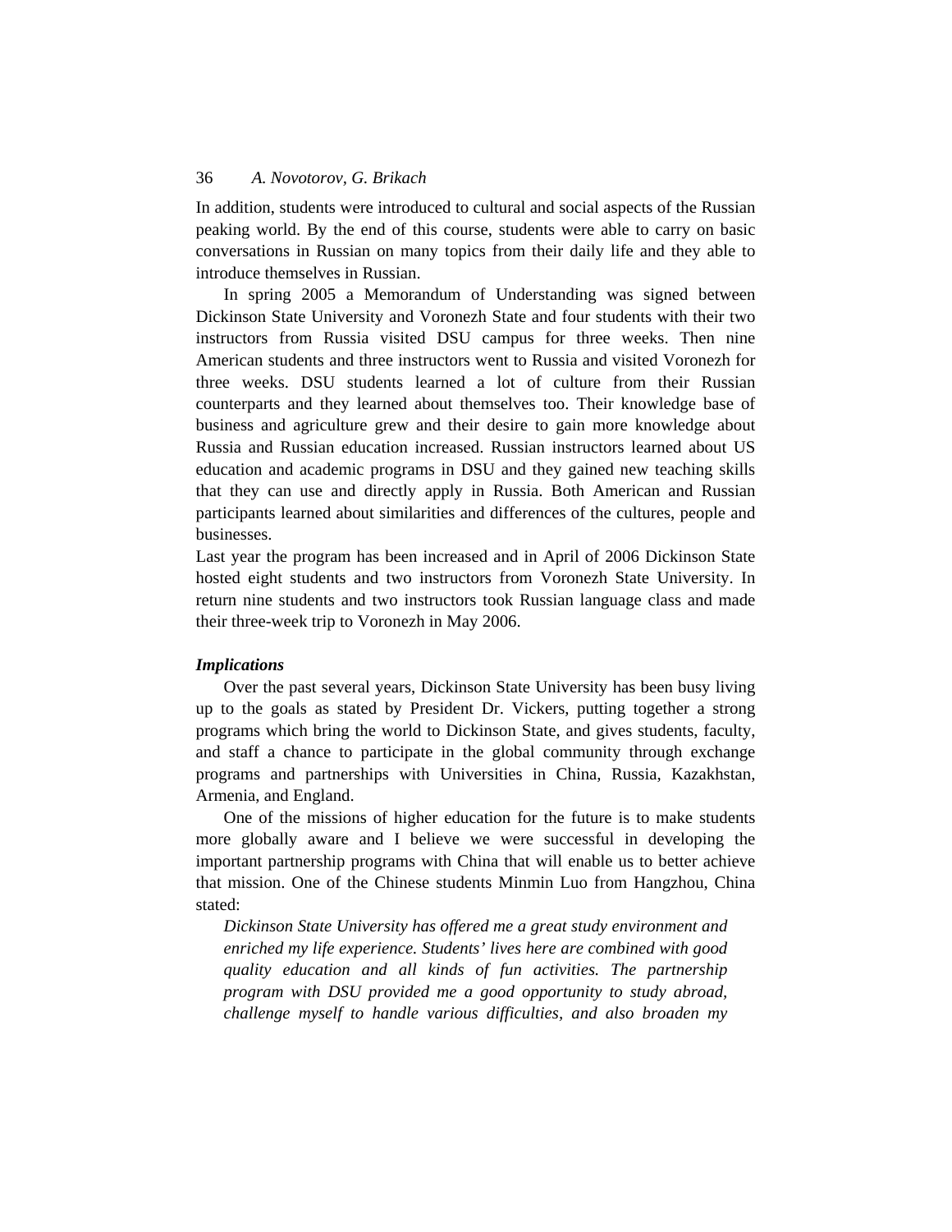In addition, students were introduced to cultural and social aspects of the Russian peaking world. By the end of this course, students were able to carry on basic conversations in Russian on many topics from their daily life and they able to introduce themselves in Russian.

In spring 2005 a Memorandum of Understanding was signed between Dickinson State University and Voronezh State and four students with their two instructors from Russia visited DSU campus for three weeks. Then nine American students and three instructors went to Russia and visited Voronezh for three weeks. DSU students learned a lot of culture from their Russian counterparts and they learned about themselves too. Their knowledge base of business and agriculture grew and their desire to gain more knowledge about Russia and Russian education increased. Russian instructors learned about US education and academic programs in DSU and they gained new teaching skills that they can use and directly apply in Russia. Both American and Russian participants learned about similarities and differences of the cultures, people and businesses.

Last year the program has been increased and in April of 2006 Dickinson State hosted eight students and two instructors from Voronezh State University. In return nine students and two instructors took Russian language class and made their three-week trip to Voronezh in May 2006.

### *Implications*

Over the past several years, Dickinson State University has been busy living up to the goals as stated by President Dr. Vickers, putting together a strong programs which bring the world to Dickinson State, and gives students, faculty, and staff a chance to participate in the global community through exchange programs and partnerships with Universities in China, Russia, Kazakhstan, Armenia, and England.

One of the missions of higher education for the future is to make students more globally aware and I believe we were successful in developing the important partnership programs with China that will enable us to better achieve that mission. One of the Chinese students Minmin Luo from Hangzhou, China stated:

> *Dickinson State University has offered me a great study environment and enriched my life experience. Students' lives here are combined with good quality education and all kinds of fun activities. The partnership program with DSU provided me a good opportunity to study abroad, challenge myself to handle various difficulties, and also broaden my*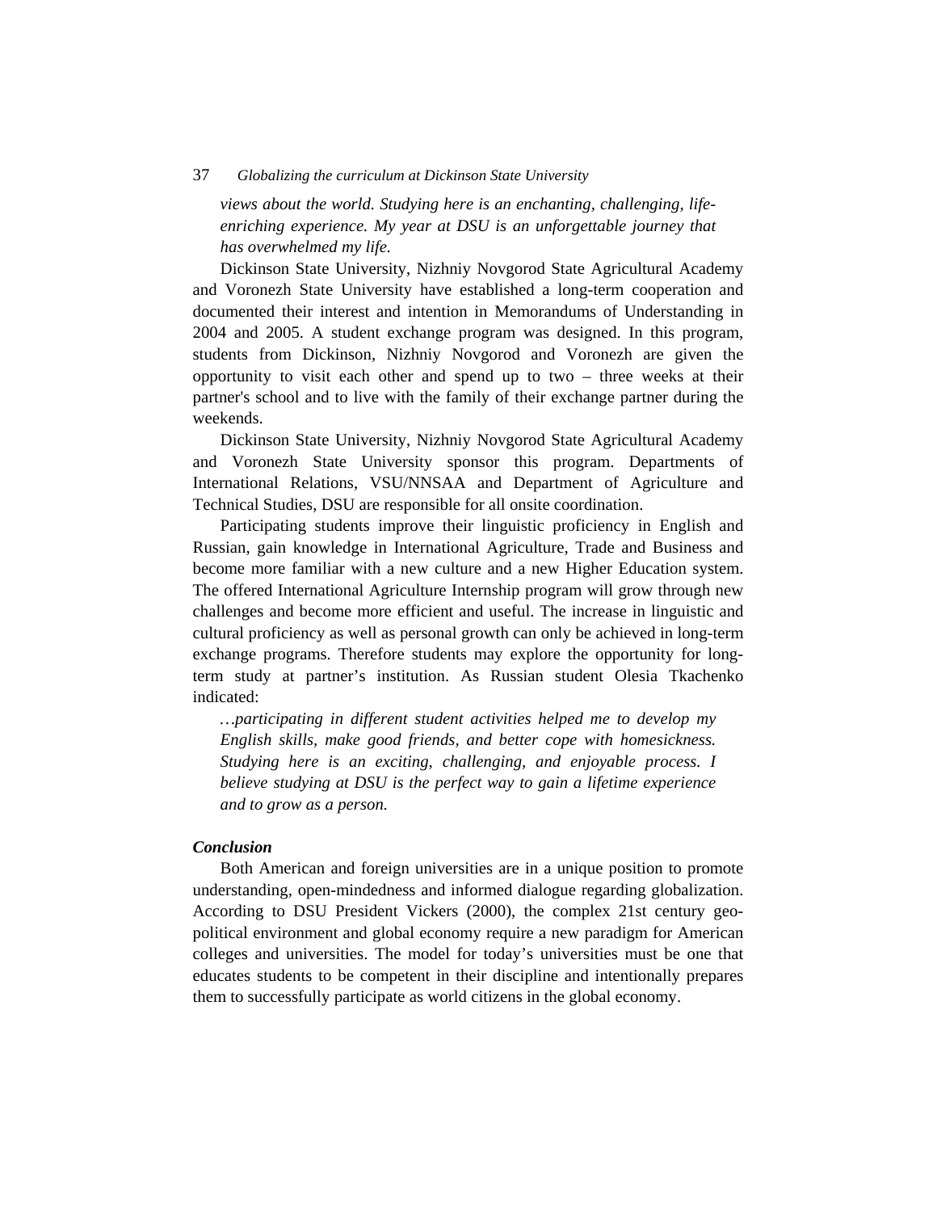*views about the world. Studying here is an enchanting, challenging, life-enriching experience. My year at DSU is an unforgettable journey that has overwhelmed my life.*

Dickinson State University, Nizhniy Novgorod State Agricultural Academy and Voronezh State University have established a long-term cooperation and documented their interest and intention in Memorandums of Understanding in 2004 and 2005. A student exchange program was designed. In this program, students from Dickinson, Nizhniy Novgorod and Voronezh are given the opportunity to visit each other and spend up to two – three weeks at their partner's school and to live with the family of their exchange partner during the weekends.

Dickinson State University, Nizhniy Novgorod State Agricultural Academy and Voronezh State University sponsor this program. Departments of International Relations, VSU/NNSAA and Department of Agriculture and Technical Studies, DSU are responsible for all onsite coordination.

Participating students improve their linguistic proficiency in English and Russian, gain knowledge in International Agriculture, Trade and Business and become more familiar with a new culture and a new Higher Education system. The offered International Agriculture Internship program will grow through new challenges and become more efficient and useful. The increase in linguistic and cultural proficiency as well as personal growth can only be achieved in long-term exchange programs. Therefore students may explore the opportunity for long-term study at partner's institution. As Russian student Olesia Tkachenko indicated:

*…participating in different student activities helped me to develop my English skills, make good friends, and better cope with homesickness. Studying here is an exciting, challenging, and enjoyable process. I believe studying at DSU is the perfect way to gain a lifetime experience and to grow as a person.*

### *Conclusion*

Both American and foreign universities are in a unique position to promote understanding, open-mindedness and informed dialogue regarding globalization. According to DSU President Vickers (2000), the complex 21st century geo-political environment and global economy require a new paradigm for American colleges and universities. The model for today's universities must be one that educates students to be competent in their discipline and intentionally prepares them to successfully participate as world citizens in the global economy.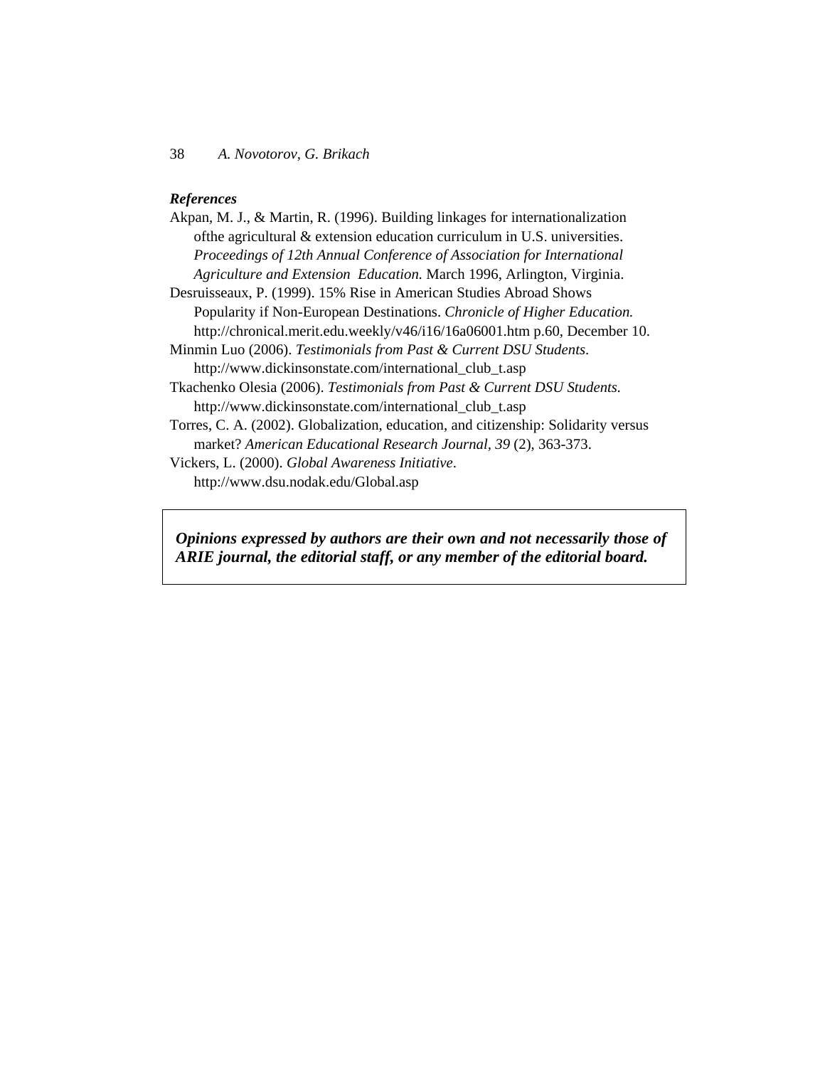***References***

Akpan, M. J., & Martin, R. (1996). Building linkages for internationalization ofthe agricultural & extension education curriculum in U.S. universities. *Proceedings of 12th Annual Conference of Association for International Agriculture and Extension Education.* March 1996, Arlington, Virginia.

Desruisseaux, P. (1999). 15% Rise in American Studies Abroad Shows Popularity if Non-European Destinations. *Chronicle of Higher Education.* http://chronical.merit.edu.weekly/v46/i16/16a06001.htm p.60, December 10.

Minmin Luo (2006). *Testimonials from Past & Current DSU Students*. http://www.dickinsonstate.com/international_club_t.asp

Tkachenko Olesia (2006). *Testimonials from Past & Current DSU Students.* http://www.dickinsonstate.com/international_club_t.asp

Torres, C. A. (2002). Globalization, education, and citizenship: Solidarity versus market? *American Educational Research Journal, 39* (2), 363-373.

Vickers, L. (2000). *Global Awareness Initiative*. http://www.dsu.nodak.edu/Global.asp

***Opinions expressed by authors are their own and not necessarily those of ARIE journal, the editorial staff, or any member of the editorial board.***